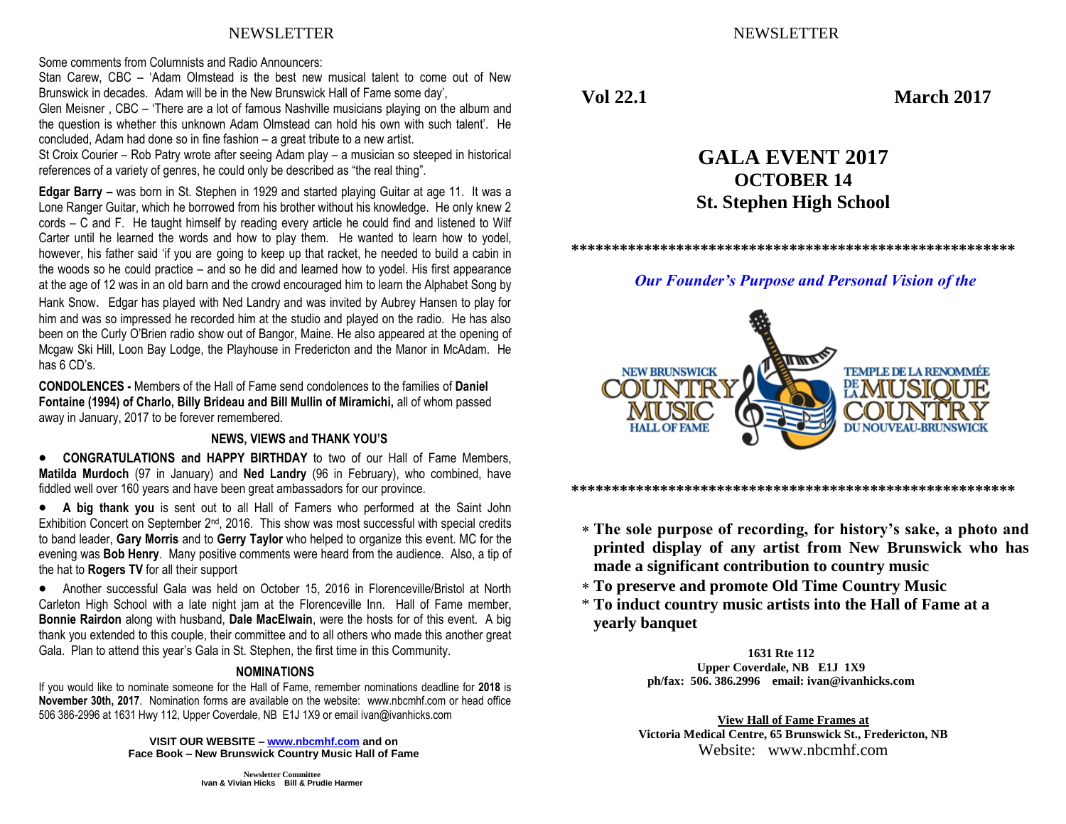Some comments from Columnists and Radio Announcers:

Stan Carew, CBC – 'Adam Olmstead is the best new musical talent to come out of New Brunswick in decades. Adam will be in the New Brunswick Hall of Fame some day',

Glen Meisner , CBC – 'There are a lot of famous Nashville musicians playing on the album and the question is whether this unknown Adam Olmstead can hold his own with such talent'. He concluded, Adam had done so in fine fashion – a great tribute to a new artist.

St Croix Courier – Rob Patry wrote after seeing Adam play – a musician so steeped in historical references of a variety of genres, he could only be described as "the real thing".

**Edgar Barry –** was born in St. Stephen in 1929 and started playing Guitar at age 11. It was a Lone Ranger Guitar, which he borrowed from his brother without his knowledge. He only knew 2 cords – C and F. He taught himself by reading every article he could find and listened to Wilf Carter until he learned the words and how to play them. He wanted to learn how to yodel, however, his father said 'if you are going to keep up that racket, he needed to build a cabin in the woods so he could practice – and so he did and learned how to yodel. His first appearance at the age of 12 was in an old barn and the crowd encouraged him to learn the Alphabet Song by Hank Snow. Edgar has played with Ned Landry and was invited by Aubrey Hansen to play for him and was so impressed he recorded him at the studio and played on the radio. He has also been on the Curly O'Brien radio show out of Bangor, Maine. He also appeared at the opening of Mcgaw Ski Hill, Loon Bay Lodge, the Playhouse in Fredericton and the Manor in McAdam. He has 6 CD's.

**CONDOLENCES -** Members of the Hall of Fame send condolences to the families of **Daniel Fontaine (1994) of Charlo, Billy Brideau and Bill Mullin of Miramichi,** all of whom passed away in January, 2017 to be forever remembered.

### NEWS, VIEWS and THANK YOU'S

- **CONGRATULATIONS and HAPPY BIRTHDAY** to two of our Hall of Fame Members, **Matilda Murdoch** (97 in January) and **Ned Landry** (96 in February), who combined, have fiddled well over 160 years and have been great ambassadors for our province.
- **A big thank you** is sent out to all Hall of Famers who performed at the Saint John Exhibition Concert on September 2nd, 2016. This show was most successful with special credits to band leader, **Gary Morris** and to **Gerry Taylor** who helped to organize this event. MC for the evening was **Bob Henry**. Many positive comments were heard from the audience. Also, a tip of the hat to **Rogers TV** for all their support
- Another successful Gala was held on October 15, 2016 in Florenceville/Bristol at North Carleton High School with a late night jam at the Florenceville Inn. Hall of Fame member, **Bonnie Rairdon** along with husband, **Dale MacElwain**, were the hosts for of this event. A big thank you extended to this couple, their committee and to all others who made this another great Gala. Plan to attend this year's Gala in St. Stephen, the first time in this Community.

### NOMINATIONS

If you would like to nominate someone for the Hall of Fame, remember nominations deadline for **2018** is **November 30th, 2017**. Nomination forms are available on the website: www.nbcmhf.com or head office 506 386-2996 at 1631 Hwy 112, Upper Coverdale, NB E1J 1X9 or email ivan@ivanhicks.com

**VISIT OUR WEBSITE – www.nbcmhf.com and on Face Book – New Brunswick Country Music Hall of Fame**

**Newsletter Committee**
**Ivan & Vivian Hicks Bill & Prudie Harmer**

**Vol 22.1** **March 2017**

# GALA EVENT 2017
## OCTOBER 14
## St. Stephen High School

*******************************************************

***Our Founder's Purpose and Personal Vision of the***

NEW BRUNSWICK COUNTRY MUSIC HALL OF FAME
TEMPLE DE LA RENOMMÉE DE LA MUSIQUE COUNTRY DU NOUVEAU-BRUNSWICK

*******************************************************

- **The sole purpose of recording, for history's sake, a photo and printed display of any artist from New Brunswick who has made a significant contribution to country music**
- **To preserve and promote Old Time Country Music**
- **To induct country music artists into the Hall of Fame at a yearly banquet**

**1631 Rte 112**
**Upper Coverdale, NB E1J 1X9**
**ph/fax: 506. 386.2996 email: ivan@ivanhicks.com**

**View Hall of Fame Frames at**
**Victoria Medical Centre, 65 Brunswick St., Fredericton, NB**
Website: www.nbcmhf.com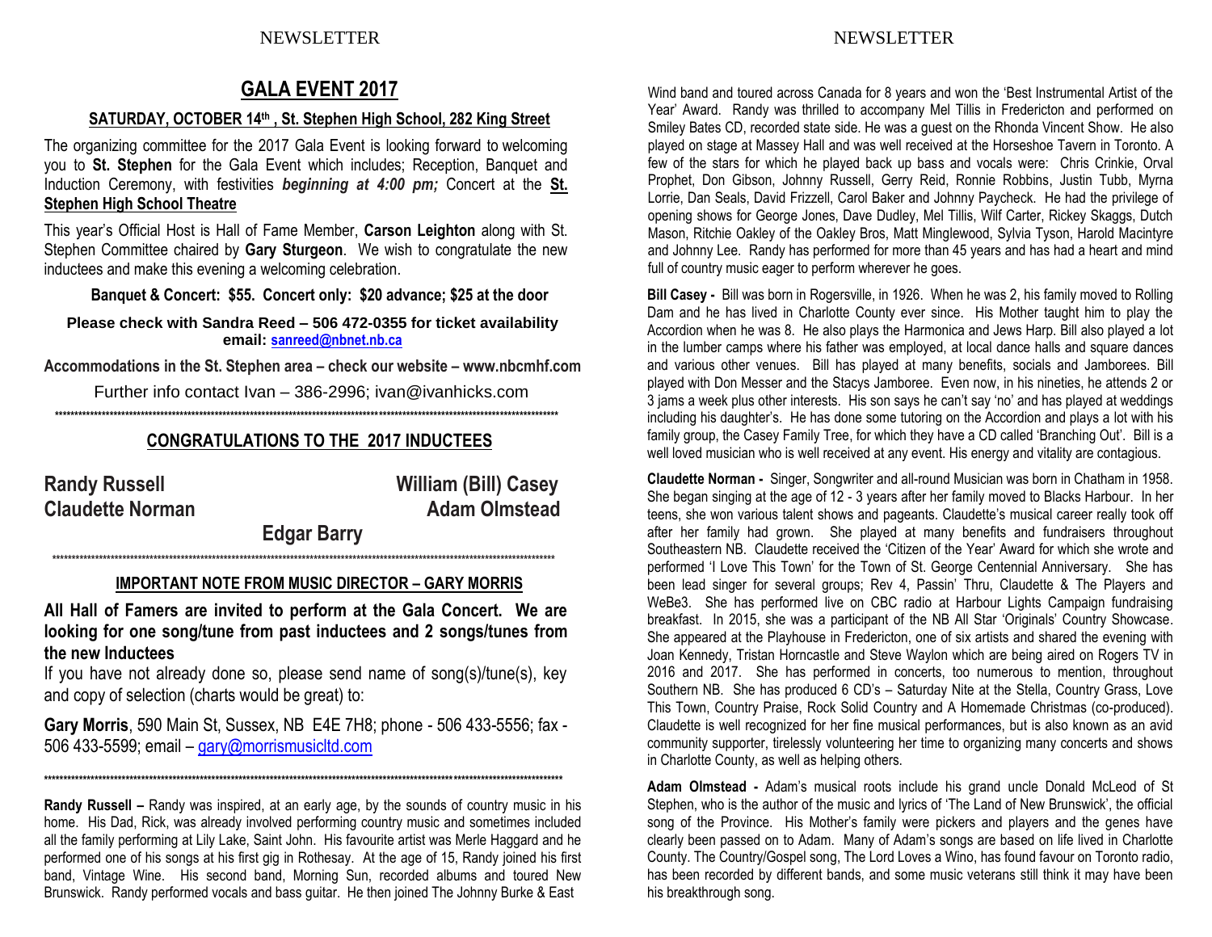# GALA EVENT 2017

**SATURDAY, OCTOBER 14th , St. Stephen High School, 282 King Street**

The organizing committee for the 2017 Gala Event is looking forward to welcoming you to **St. Stephen** for the Gala Event which includes; Reception, Banquet and Induction Ceremony, with festivities ***beginning at 4:00 pm;*** Concert at the **St. Stephen High School Theatre**

This year's Official Host is Hall of Fame Member, **Carson Leighton** along with St. Stephen Committee chaired by **Gary Sturgeon**. We wish to congratulate the new inductees and make this evening a welcoming celebration.

**Banquet & Concert: $55. Concert only: $20 advance; $25 at the door**

**Please check with Sandra Reed – 506 472-0355 for ticket availability email: sanreed@nbnet.nb.ca**

**Accommodations in the St. Stephen area – check our website – www.nbcmhf.com**

Further info contact Ivan – 386-2996; ivan@ivanhicks.com

***

## CONGRATULATIONS TO THE 2017 INDUCTEES

**Randy Russell** **William (Bill) Casey**

**Claudette Norman** **Adam Olmstead**

**Edgar Barry**

***

## IMPORTANT NOTE FROM MUSIC DIRECTOR – GARY MORRIS

**All Hall of Famers are invited to perform at the Gala Concert. We are looking for one song/tune from past inductees and 2 songs/tunes from the new Inductees**

If you have not already done so, please send name of song(s)/tune(s), key and copy of selection (charts would be great) to:

**Gary Morris**, 590 Main St, Sussex, NB E4E 7H8; phone - 506 433-5556; fax - 506 433-5599; email – gary@morrismusicltd.com

***

**Randy Russell –** Randy was inspired, at an early age, by the sounds of country music in his home. His Dad, Rick, was already involved performing country music and sometimes included all the family performing at Lily Lake, Saint John. His favourite artist was Merle Haggard and he performed one of his songs at his first gig in Rothesay. At the age of 15, Randy joined his first band, Vintage Wine. His second band, Morning Sun, recorded albums and toured New Brunswick. Randy performed vocals and bass guitar. He then joined The Johnny Burke & East Wind band and toured across Canada for 8 years and won the 'Best Instrumental Artist of the Year' Award. Randy was thrilled to accompany Mel Tillis in Fredericton and performed on Smiley Bates CD, recorded state side. He was a guest on the Rhonda Vincent Show. He also played on stage at Massey Hall and was well received at the Horseshoe Tavern in Toronto. A few of the stars for which he played back up bass and vocals were: Chris Crinkie, Orval Prophet, Don Gibson, Johnny Russell, Gerry Reid, Ronnie Robbins, Justin Tubb, Myrna Lorrie, Dan Seals, David Frizzell, Carol Baker and Johnny Paycheck. He had the privilege of opening shows for George Jones, Dave Dudley, Mel Tillis, Wilf Carter, Rickey Skaggs, Dutch Mason, Ritchie Oakley of the Oakley Bros, Matt Minglewood, Sylvia Tyson, Harold Macintyre and Johnny Lee. Randy has performed for more than 45 years and has had a heart and mind full of country music eager to perform wherever he goes.

**Bill Casey -** Bill was born in Rogersville, in 1926. When he was 2, his family moved to Rolling Dam and he has lived in Charlotte County ever since. His Mother taught him to play the Accordion when he was 8. He also plays the Harmonica and Jews Harp. Bill also played a lot in the lumber camps where his father was employed, at local dance halls and square dances and various other venues. Bill has played at many benefits, socials and Jamborees. Bill played with Don Messer and the Stacys Jamboree. Even now, in his nineties, he attends 2 or 3 jams a week plus other interests. His son says he can't say 'no' and has played at weddings including his daughter's. He has done some tutoring on the Accordion and plays a lot with his family group, the Casey Family Tree, for which they have a CD called 'Branching Out'. Bill is a well loved musician who is well received at any event. His energy and vitality are contagious.

**Claudette Norman -** Singer, Songwriter and all-round Musician was born in Chatham in 1958. She began singing at the age of 12 - 3 years after her family moved to Blacks Harbour. In her teens, she won various talent shows and pageants. Claudette's musical career really took off after her family had grown. She played at many benefits and fundraisers throughout Southeastern NB. Claudette received the 'Citizen of the Year' Award for which she wrote and performed 'I Love This Town' for the Town of St. George Centennial Anniversary. She has been lead singer for several groups; Rev 4, Passin' Thru, Claudette & The Players and WeBe3. She has performed live on CBC radio at Harbour Lights Campaign fundraising breakfast. In 2015, she was a participant of the NB All Star 'Originals' Country Showcase. She appeared at the Playhouse in Fredericton, one of six artists and shared the evening with Joan Kennedy, Tristan Horncastle and Steve Waylon which are being aired on Rogers TV in 2016 and 2017. She has performed in concerts, too numerous to mention, throughout Southern NB. She has produced 6 CD's – Saturday Nite at the Stella, Country Grass, Love This Town, Country Praise, Rock Solid Country and A Homemade Christmas (co-produced). Claudette is well recognized for her fine musical performances, but is also known as an avid community supporter, tirelessly volunteering her time to organizing many concerts and shows in Charlotte County, as well as helping others.

**Adam Olmstead -** Adam's musical roots include his grand uncle Donald McLeod of St Stephen, who is the author of the music and lyrics of 'The Land of New Brunswick', the official song of the Province. His Mother's family were pickers and players and the genes have clearly been passed on to Adam. Many of Adam's songs are based on life lived in Charlotte County. The Country/Gospel song, The Lord Loves a Wino, has found favour on Toronto radio, has been recorded by different bands, and some music veterans still think it may have been his breakthrough song.